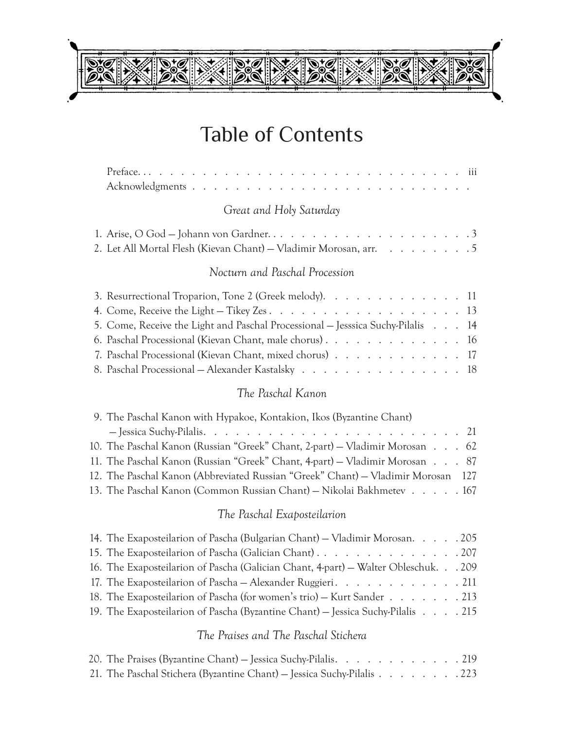# Table of Contents

Preface. . . . . . . . . . . . . . . . . . . . . . . . . . . . . . . . iii
Acknowledgments . . . . . . . . . . . . . . . . . . . . . . . . . . . .

## *Great and Holy Saturday*

1. Arise, O God — Johann von Gardner. . . . . . . . . . . . . . . . . . . . 3
2. Let All Mortal Flesh (Kievan Chant) — Vladimir Morosan, arr. . . . . . . . . 5

## *Nocturn and Paschal Procession*

3. Resurrectional Troparion, Tone 2 (Greek melody). . . . . . . . . . . . . 11
4. Come, Receive the Light — Tikey Zes . . . . . . . . . . . . . . . . . . 13
5. Come, Receive the Light and Paschal Processional — Jesssica Suchy-Pilalis . . . 14
6. Paschal Processional (Kievan Chant, male chorus) . . . . . . . . . . . . 16
7. Paschal Processional (Kievan Chant, mixed chorus) . . . . . . . . . . . 17
8. Paschal Processional — Alexander Kastalsky . . . . . . . . . . . . . . . 18

## *The Paschal Kanon*

9. The Paschal Kanon with Hypakoe, Kontakion, Ikos (Byzantine Chant) — Jessica Suchy-Pilalis. . . . . . . . . . . . . . . . . . . . . . . . 21
10. The Paschal Kanon (Russian "Greek" Chant, 2-part) — Vladimir Morosan . . . 62
11. The Paschal Kanon (Russian "Greek" Chant, 4-part) — Vladimir Morosan . . . 87
12. The Paschal Kanon (Abbreviated Russian "Greek" Chant) — Vladimir Morosan 127
13. The Paschal Kanon (Common Russian Chant) — Nikolai Bakhmetev . . . . . 167

## *The Paschal Exaposteilarion*

14. The Exaposteilarion of Pascha (Bulgarian Chant) — Vladimir Morosan. . . . . 205
15. The Exaposteilarion of Pascha (Galician Chant) . . . . . . . . . . . . . . 207
16. The Exaposteilarion of Pascha (Galician Chant, 4-part) — Walter Obleschuk. . . 209
17. The Exaposteilarion of Pascha — Alexander Ruggieri . . . . . . . . . . . . 211
18. The Exaposteilarion of Pascha (for women's trio) — Kurt Sander . . . . . . . 213
19. The Exaposteilarion of Pascha (Byzantine Chant) — Jessica Suchy-Pilalis . . . . 215

## *The Praises and The Paschal Stichera*

20. The Praises (Byzantine Chant) — Jessica Suchy-Pilalis. . . . . . . . . . . . 219
21. The Paschal Stichera (Byzantine Chant) — Jessica Suchy-Pilalis . . . . . . . . 223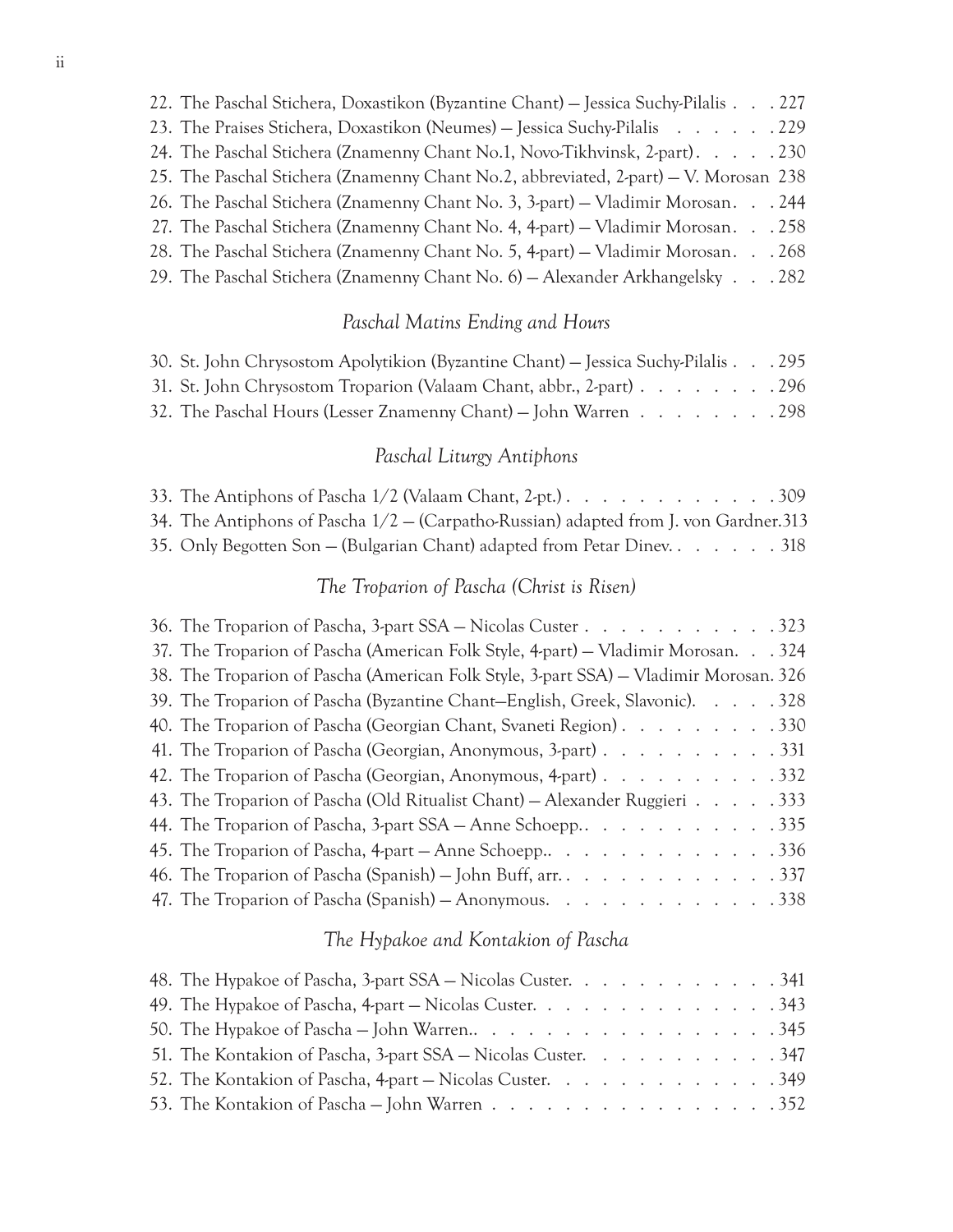22. The Paschal Stichera, Doxastikon (Byzantine Chant) — Jessica Suchy-Pilalis . . . 227
23. The Praises Stichera, Doxastikon (Neumes) — Jessica Suchy-Pilalis . . . . . . 229
24. The Paschal Stichera (Znamenny Chant No.1, Novo-Tikhvinsk, 2-part) . . . . . 230
25. The Paschal Stichera (Znamenny Chant No.2, abbreviated, 2-part) — V. Morosan 238
26. The Paschal Stichera (Znamenny Chant No. 3, 3-part) — Vladimir Morosan . . . 244
27. The Paschal Stichera (Znamenny Chant No. 4, 4-part) — Vladimir Morosan . . . 258
28. The Paschal Stichera (Znamenny Chant No. 5, 4-part) — Vladimir Morosan . . . 268
29. The Paschal Stichera (Znamenny Chant No. 6) — Alexander Arkhangelsky . . . 282

### *Paschal Matins Ending and Hours*

30. St. John Chrysostom Apolytikion (Byzantine Chant) — Jessica Suchy-Pilalis . . . 295
31. St. John Chrysostom Troparion (Valaam Chant, abbr., 2-part) . . . . . . . . 296
32. The Paschal Hours (Lesser Znamenny Chant) — John Warren . . . . . . . . 298

### *Paschal Liturgy Antiphons*

33. The Antiphons of Pascha 1/2 (Valaam Chant, 2-pt.) . . . . . . . . . . . . 309
34. The Antiphons of Pascha 1/2 — (Carpatho-Russian) adapted from J. von Gardner. 313
35. Only Begotten Son — (Bulgarian Chant) adapted from Petar Dinev. . . . . . . 318

### *The Troparion of Pascha (Christ is Risen)*

36. The Troparion of Pascha, 3-part SSA — Nicolas Custer . . . . . . . . . . . 323
37. The Troparion of Pascha (American Folk Style, 4-part) — Vladimir Morosan. . . 324
38. The Troparion of Pascha (American Folk Style, 3-part SSA) — Vladimir Morosan. 326
39. The Troparion of Pascha (Byzantine Chant—English, Greek, Slavonic). . . . . 328
40. The Troparion of Pascha (Georgian Chant, Svaneti Region) . . . . . . . . . 330
41. The Troparion of Pascha (Georgian, Anonymous, 3-part) . . . . . . . . . . 331
42. The Troparion of Pascha (Georgian, Anonymous, 4-part) . . . . . . . . . . 332
43. The Troparion of Pascha (Old Ritualist Chant) — Alexander Ruggieri . . . . . 333
44. The Troparion of Pascha, 3-part SSA — Anne Schoepp.. . . . . . . . . . . 335
45. The Troparion of Pascha, 4-part — Anne Schoepp.. . . . . . . . . . . . . 336
46. The Troparion of Pascha (Spanish) — John Buff, arr.. . . . . . . . . . . . 337
47. The Troparion of Pascha (Spanish) — Anonymous. . . . . . . . . . . . . . 338

### *The Hypakoe and Kontakion of Pascha*

48. The Hypakoe of Pascha, 3-part SSA — Nicolas Custer. . . . . . . . . . . . 341
49. The Hypakoe of Pascha, 4-part — Nicolas Custer. . . . . . . . . . . . . . 343
50. The Hypakoe of Pascha — John Warren.. . . . . . . . . . . . . . . . . . 345
51. The Kontakion of Pascha, 3-part SSA — Nicolas Custer. . . . . . . . . . . 347
52. The Kontakion of Pascha, 4-part — Nicolas Custer. . . . . . . . . . . . . 349
53. The Kontakion of Pascha — John Warren . . . . . . . . . . . . . . . . . 352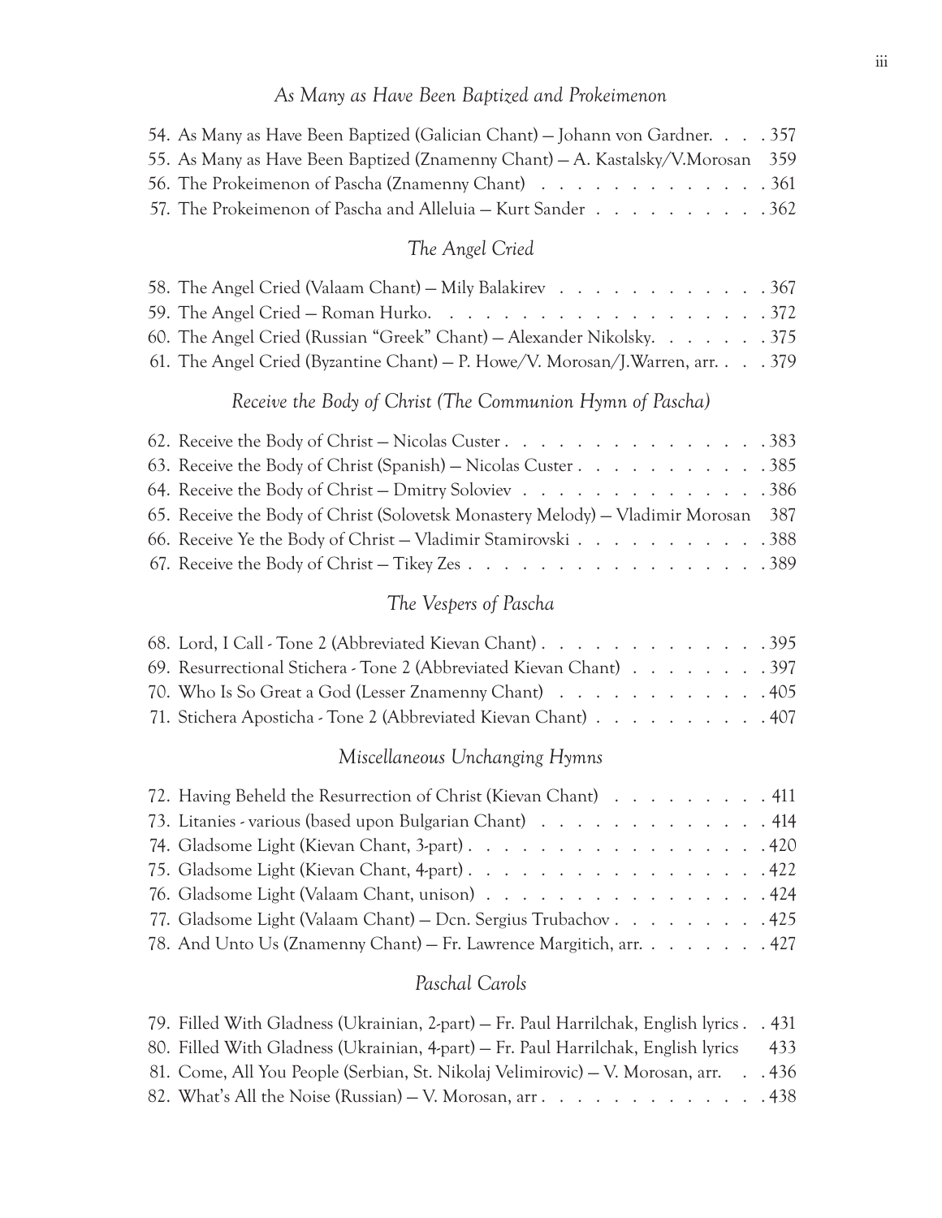### *As Many as Have Been Baptized and Prokeimenon*

54. As Many as Have Been Baptized (Galician Chant) — Johann von Gardner. . . . . 357
55. As Many as Have Been Baptized (Znamenny Chant) — A. Kastalsky/V.Morosan 359
56. The Prokeimenon of Pascha (Znamenny Chant) . . . . . . . . . . . . . 361
57. The Prokeimenon of Pascha and Alleluia — Kurt Sander . . . . . . . . . . 362

### *The Angel Cried*

58. The Angel Cried (Valaam Chant) — Mily Balakirev . . . . . . . . . . . . 367
59. The Angel Cried — Roman Hurko. . . . . . . . . . . . . . . . . . . 372
60. The Angel Cried (Russian "Greek" Chant) — Alexander Nikolsky. . . . . . . 375
61. The Angel Cried (Byzantine Chant) — P. Howe/V. Morosan/J.Warren, arr. . . . 379

### *Receive the Body of Christ (The Communion Hymn of Pascha)*

62. Receive the Body of Christ — Nicolas Custer . . . . . . . . . . . . . . . 383
63. Receive the Body of Christ (Spanish) — Nicolas Custer . . . . . . . . . . . 385
64. Receive the Body of Christ — Dmitry Soloviev . . . . . . . . . . . . . . 386
65. Receive the Body of Christ (Solovetsk Monastery Melody) — Vladimir Morosan 387
66. Receive Ye the Body of Christ — Vladimir Stamirovski . . . . . . . . . . . 388
67. Receive the Body of Christ — Tikey Zes . . . . . . . . . . . . . . . . . 389

### *The Vespers of Pascha*

68. Lord, I Call - Tone 2 (Abbreviated Kievan Chant) . . . . . . . . . . . . . 395
69. Resurrectional Stichera - Tone 2 (Abbreviated Kievan Chant) . . . . . . . . 397
70. Who Is So Great a God (Lesser Znamenny Chant) . . . . . . . . . . . . 405
71. Stichera Aposticha - Tone 2 (Abbreviated Kievan Chant) . . . . . . . . . . 407

### *Miscellaneous Unchanging Hymns*

72. Having Beheld the Resurrection of Christ (Kievan Chant) . . . . . . . . . . 411
73. Litanies - various (based upon Bulgarian Chant) . . . . . . . . . . . . . 414
74. Gladsome Light (Kievan Chant, 3-part) . . . . . . . . . . . . . . . . . 420
75. Gladsome Light (Kievan Chant, 4-part) . . . . . . . . . . . . . . . . . 422
76. Gladsome Light (Valaam Chant, unison) . . . . . . . . . . . . . . . . 424
77. Gladsome Light (Valaam Chant) — Dcn. Sergius Trubachov . . . . . . . . . 425
78. And Unto Us (Znamenny Chant) — Fr. Lawrence Margitich, arr. . . . . . . . 427

### *Paschal Carols*

79. Filled With Gladness (Ukrainian, 2-part) — Fr. Paul Harrilchak, English lyrics . . 431
80. Filled With Gladness (Ukrainian, 4-part) — Fr. Paul Harrilchak, English lyrics 433
81. Come, All You People (Serbian, St. Nikolaj Velimirovic) — V. Morosan, arr. . . 436
82. What's All the Noise (Russian) — V. Morosan, arr . . . . . . . . . . . . . 438